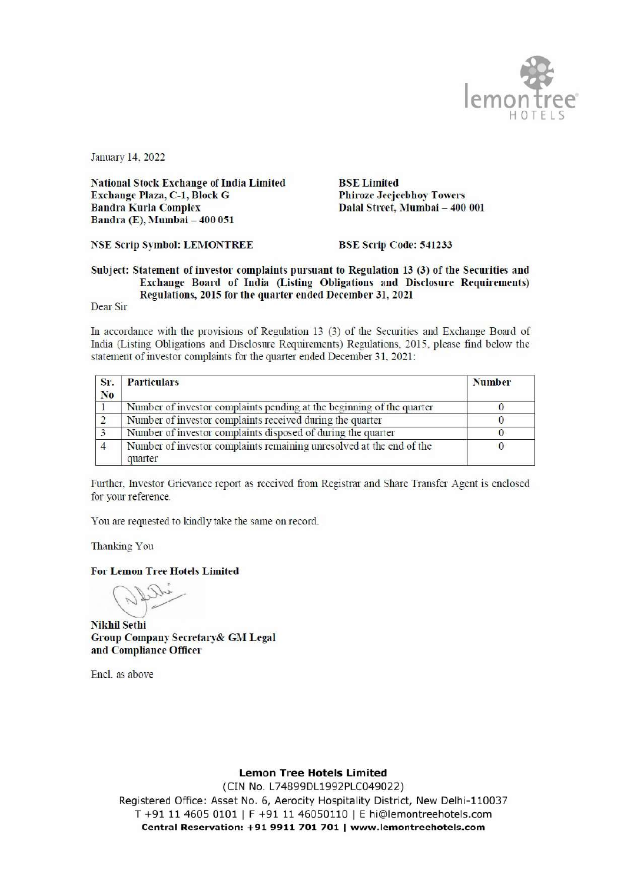January 14, 2022

**National Stock Exchange of India Limited**
**Exchange Plaza, C-1, Block G**
**Bandra Kurla Complex**
**Bandra (E), Mumbai – 400 051**

**BSE Limited**
**Phiroze Jeejeebhoy Towers**
**Dalal Street, Mumbai – 400 001**

**NSE Scrip Symbol: LEMONTREE**

**BSE Scrip Code: 541233**

**Subject: Statement of investor complaints pursuant to Regulation 13 (3) of the Securities and Exchange Board of India (Listing Obligations and Disclosure Requirements) Regulations, 2015 for the quarter ended December 31, 2021**

Dear Sir

In accordance with the provisions of Regulation 13 (3) of the Securities and Exchange Board of India (Listing Obligations and Disclosure Requirements) Regulations, 2015, please find below the statement of investor complaints for the quarter ended December 31, 2021:

| Sr. No | Particulars | Number |
|---|---|---|
| 1 | Number of investor complaints pending at the beginning of the quarter | 0 |
| 2 | Number of investor complaints received during the quarter | 0 |
| 3 | Number of investor complaints disposed of during the quarter | 0 |
| 4 | Number of investor complaints remaining unresolved at the end of the quarter | 0 |

Further, Investor Grievance report as received from Registrar and Share Transfer Agent is enclosed for your reference.

You are requested to kindly take the same on record.

Thanking You

**For Lemon Tree Hotels Limited**

**Nikhil Sethi**
**Group Company Secretary& GM Legal and Compliance Officer**

Encl. as above

**Lemon Tree Hotels Limited**
(CIN No. L74899DL1992PLC049022)
Registered Office: Asset No. 6, Aerocity Hospitality District, New Delhi-110037
T +91 11 4605 0101 | F +91 11 46050110 | E hi@lemontreehotels.com
**Central Reservation: +91 9911 701 701 | www.lemontreehotels.com**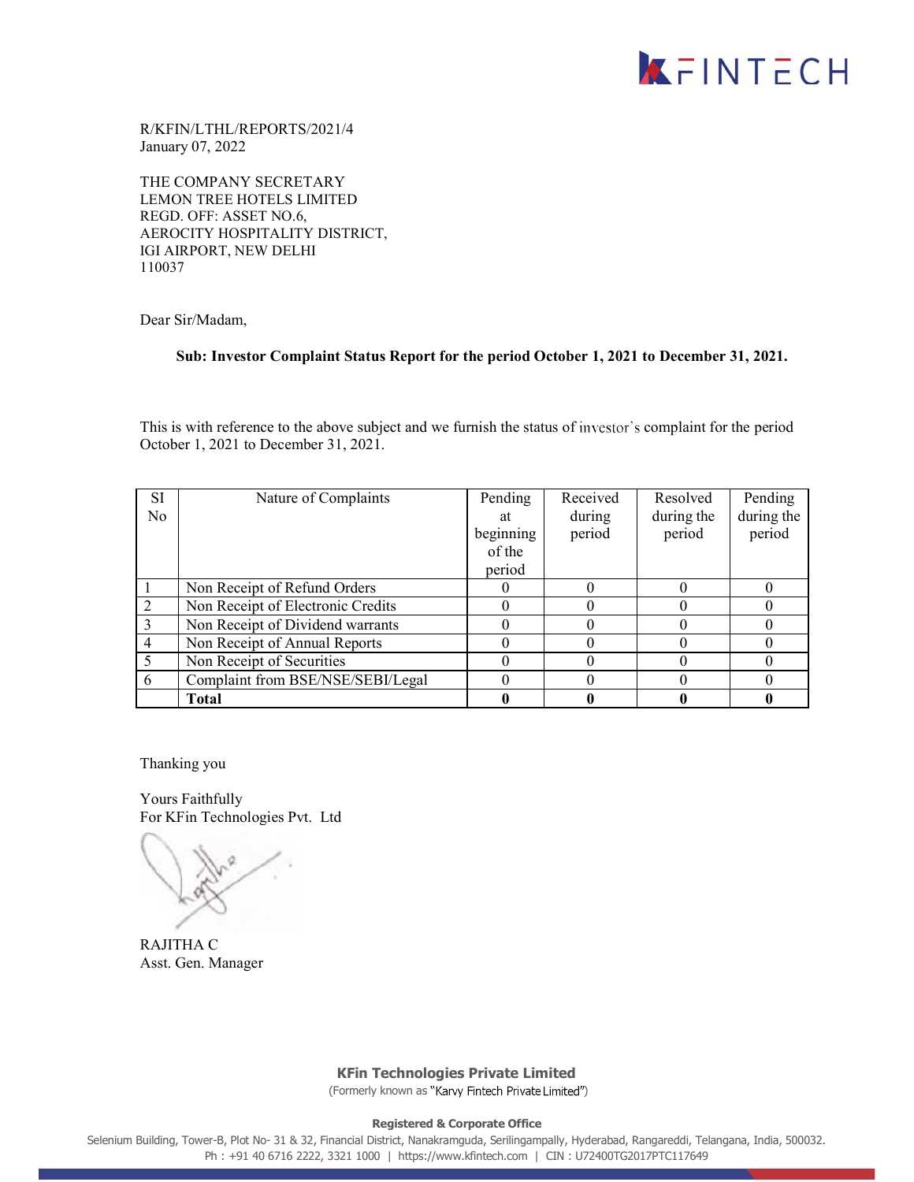KFINTECH

R/KFIN/LTHL/REPORTS/2021/4
January 07, 2022

THE COMPANY SECRETARY
LEMON TREE HOTELS LIMITED
REGD. OFF: ASSET NO.6,
AEROCITY HOSPITALITY DISTRICT,
IGI AIRPORT, NEW DELHI
110037

Dear Sir/Madam,

**Sub: Investor Complaint Status Report for the period October 1, 2021 to December 31, 2021.**

This is with reference to the above subject and we furnish the status of investor's complaint for the period October 1, 2021 to December 31, 2021.

| SI No | Nature of Complaints | Pending at beginning of the period | Received during period | Resolved during the period | Pending during the period |
|---|---|---|---|---|---|
| 1 | Non Receipt of Refund Orders | 0 | 0 | 0 | 0 |
| 2 | Non Receipt of Electronic Credits | 0 | 0 | 0 | 0 |
| 3 | Non Receipt of Dividend warrants | 0 | 0 | 0 | 0 |
| 4 | Non Receipt of Annual Reports | 0 | 0 | 0 | 0 |
| 5 | Non Receipt of Securities | 0 | 0 | 0 | 0 |
| 6 | Complaint from BSE/NSE/SEBI/Legal | 0 | 0 | 0 | 0 |
| | **Total** | **0** | **0** | **0** | **0** |

Thanking you

Yours Faithfully
For KFin Technologies Pvt. Ltd

RAJITHA C
Asst. Gen. Manager

**KFin Technologies Private Limited**
(Formerly known as "Karvy Fintech Private Limited")

**Registered & Corporate Office**
Selenium Building, Tower-B, Plot No- 31 & 32, Financial District, Nanakramguda, Serilingampally, Hyderabad, Rangareddi, Telangana, India, 500032.
Ph : +91 40 6716 2222, 3321 1000 | https://www.kfintech.com | CIN : U72400TG2017PTC117649